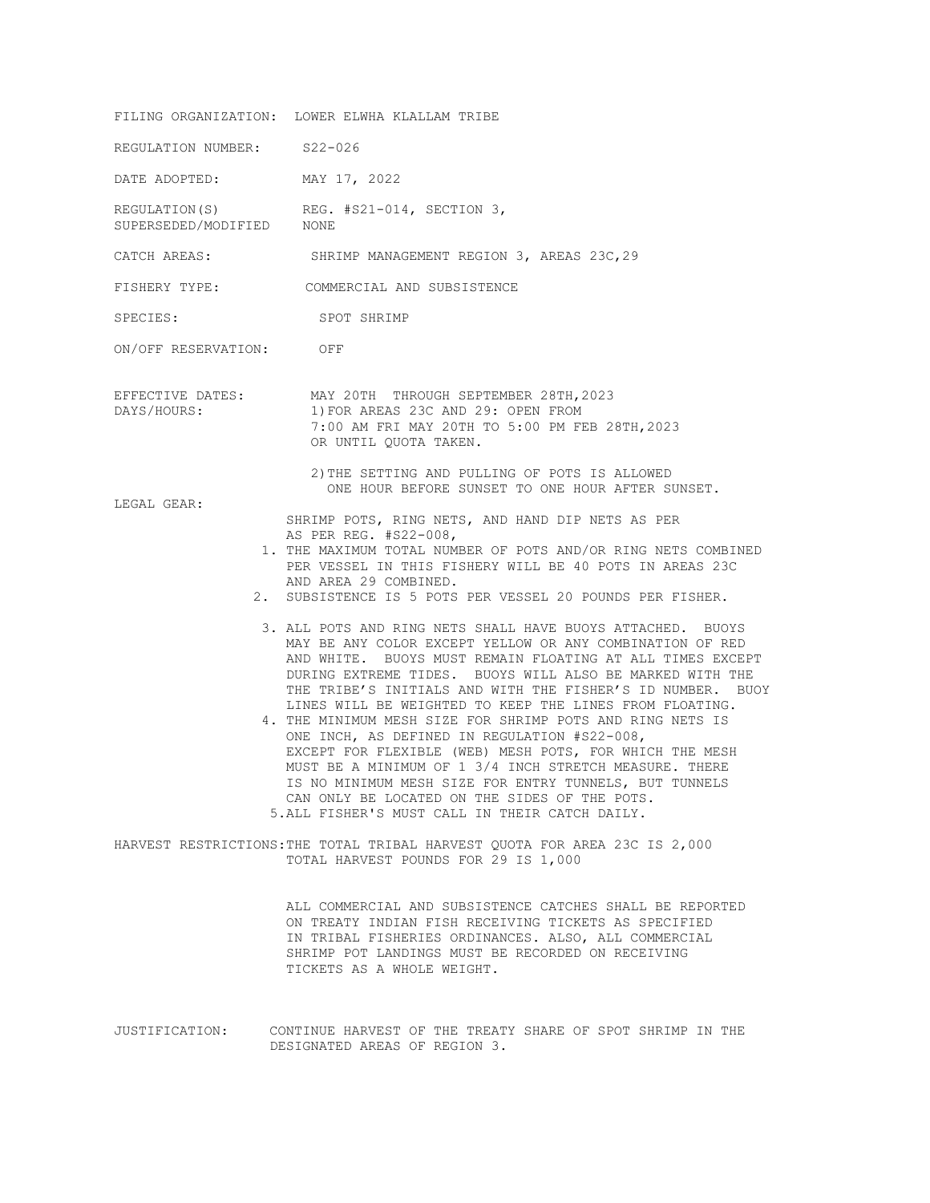FILING ORGANIZATION: LOWER ELWHA KLALLAM TRIBE

REGULATION NUMBER: S22-026

DATE ADOPTED: MAY 17, 2022

REGULATION(S) SUPERSEDED/MODIFIED: REG. #S21-014, SECTION 3, NONE

CATCH AREAS: SHRIMP MANAGEMENT REGION 3, AREAS 23C,29

FISHERY TYPE: COMMERCIAL AND SUBSISTENCE

SPECIES: SPOT SHRIMP

ON/OFF RESERVATION: OFF

EFFECTIVE DATES: MAY 20TH THROUGH SEPTEMBER 28TH,2023

DAYS/HOURS:

1) FOR AREAS 23C AND 29: OPEN FROM 7:00 AM FRI MAY 20TH TO 5:00 PM FEB 28TH,2023 OR UNTIL QUOTA TAKEN.

2) THE SETTING AND PULLING OF POTS IS ALLOWED ONE HOUR BEFORE SUNSET TO ONE HOUR AFTER SUNSET.

LEGAL GEAR:

SHRIMP POTS, RING NETS, AND HAND DIP NETS AS PER AS PER REG. #S22-008,

1. THE MAXIMUM TOTAL NUMBER OF POTS AND/OR RING NETS COMBINED PER VESSEL IN THIS FISHERY WILL BE 40 POTS IN AREAS 23C AND AREA 29 COMBINED.
2. SUBSISTENCE IS 5 POTS PER VESSEL 20 POUNDS PER FISHER.
3. ALL POTS AND RING NETS SHALL HAVE BUOYS ATTACHED. BUOYS MAY BE ANY COLOR EXCEPT YELLOW OR ANY COMBINATION OF RED AND WHITE. BUOYS MUST REMAIN FLOATING AT ALL TIMES EXCEPT DURING EXTREME TIDES. BUOYS WILL ALSO BE MARKED WITH THE THE TRIBE'S INITIALS AND WITH THE FISHER'S ID NUMBER. BUOY LINES WILL BE WEIGHTED TO KEEP THE LINES FROM FLOATING.
4. THE MINIMUM MESH SIZE FOR SHRIMP POTS AND RING NETS IS ONE INCH, AS DEFINED IN REGULATION #S22-008, EXCEPT FOR FLEXIBLE (WEB) MESH POTS, FOR WHICH THE MESH MUST BE A MINIMUM OF 1 3/4 INCH STRETCH MEASURE. THERE IS NO MINIMUM MESH SIZE FOR ENTRY TUNNELS, BUT TUNNELS CAN ONLY BE LOCATED ON THE SIDES OF THE POTS.
5. ALL FISHER'S MUST CALL IN THEIR CATCH DAILY.

HARVEST RESTRICTIONS: THE TOTAL TRIBAL HARVEST QUOTA FOR AREA 23C IS 2,000 TOTAL HARVEST POUNDS FOR 29 IS 1,000

ALL COMMERCIAL AND SUBSISTENCE CATCHES SHALL BE REPORTED ON TREATY INDIAN FISH RECEIVING TICKETS AS SPECIFIED IN TRIBAL FISHERIES ORDINANCES. ALSO, ALL COMMERCIAL SHRIMP POT LANDINGS MUST BE RECORDED ON RECEIVING TICKETS AS A WHOLE WEIGHT.

JUSTIFICATION: CONTINUE HARVEST OF THE TREATY SHARE OF SPOT SHRIMP IN THE DESIGNATED AREAS OF REGION 3.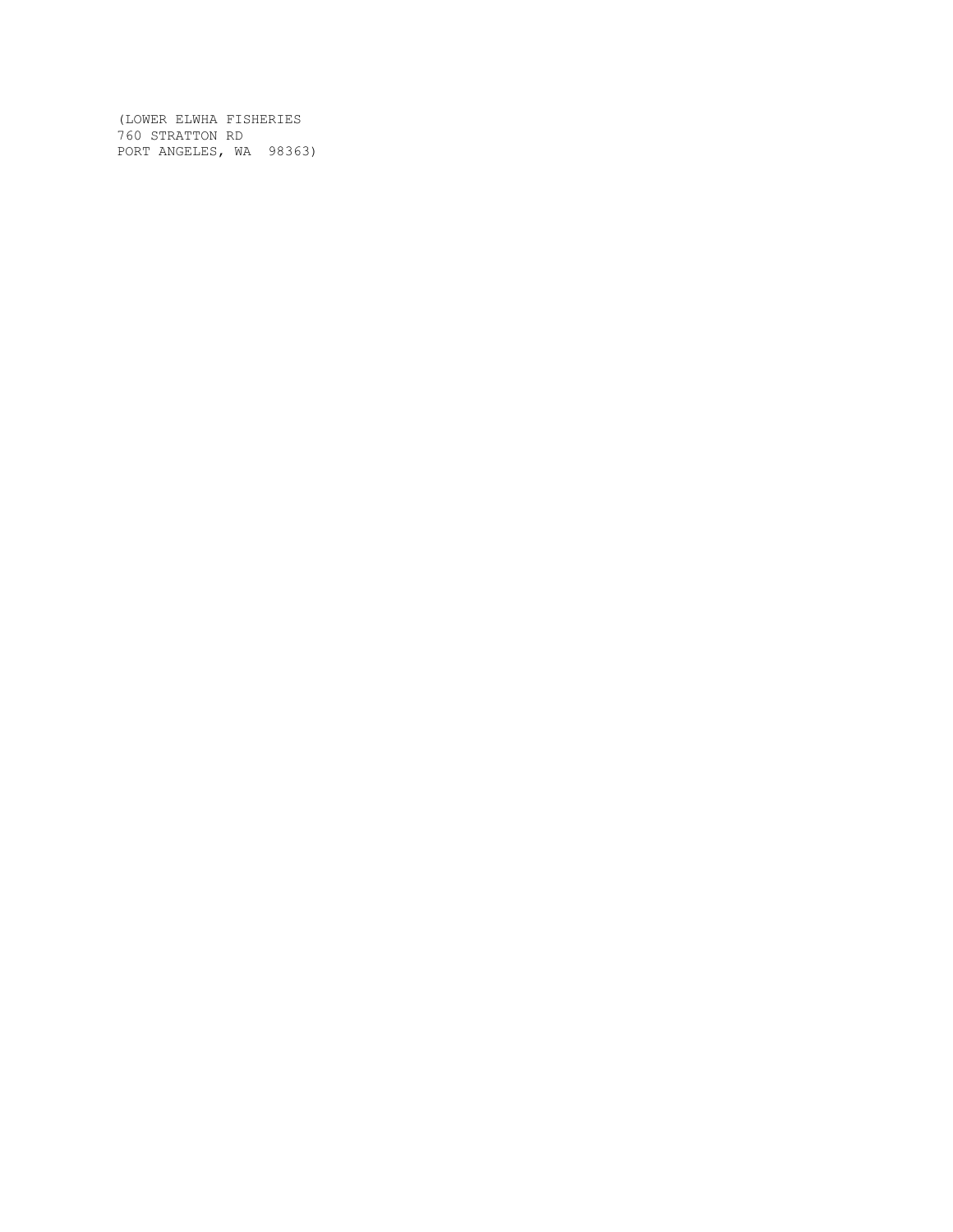(LOWER ELWHA FISHERIES
760 STRATTON RD
PORT ANGELES, WA  98363)